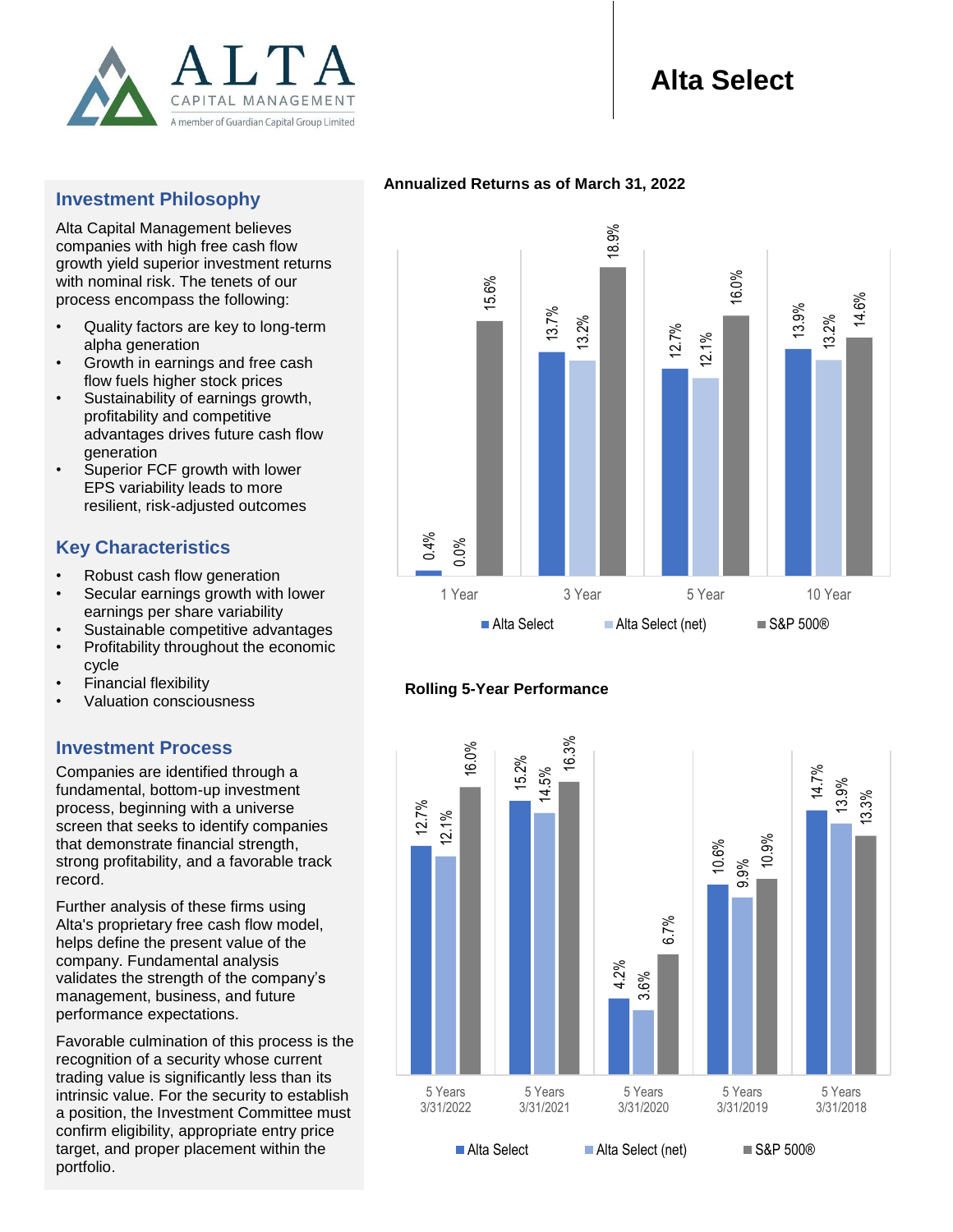# Alta Select

ALTA CAPITAL MANAGEMENT
A member of Guardian Capital Group Limited

## Investment Philosophy

Alta Capital Management believes companies with high free cash flow growth yield superior investment returns with nominal risk. The tenets of our process encompass the following:

- Quality factors are key to long-term alpha generation
- Growth in earnings and free cash flow fuels higher stock prices
- Sustainability of earnings growth, profitability and competitive advantages drives future cash flow generation
- Superior FCF growth with lower EPS variability leads to more resilient, risk-adjusted outcomes

## Key Characteristics

- Robust cash flow generation
- Secular earnings growth with lower earnings per share variability
- Sustainable competitive advantages
- Profitability throughout the economic cycle
- Financial flexibility
- Valuation consciousness

## Investment Process

Companies are identified through a fundamental, bottom-up investment process, beginning with a universe screen that seeks to identify companies that demonstrate financial strength, strong profitability, and a favorable track record.

Further analysis of these firms using Alta's proprietary free cash flow model, helps define the present value of the company. Fundamental analysis validates the strength of the company's management, business, and future performance expectations.

Favorable culmination of this process is the recognition of a security whose current trading value is significantly less than its intrinsic value. For the security to establish a position, the Investment Committee must confirm eligibility, appropriate entry price target, and proper placement within the portfolio.

**Annualized Returns as of March 31, 2022**

| | Alta Select | Alta Select (net) | S&P 500® |
|---|---|---|---|
| 1 Year | 0.4% | 0.0% | 15.6% |
| 3 Year | 13.7% | 13.2% | 18.9% |
| 5 Year | 12.7% | 12.1% | 16.0% |
| 10 Year | 13.9% | 13.2% | 14.6% |

**Rolling 5-Year Performance**

| | Alta Select | Alta Select (net) | S&P 500® |
|---|---|---|---|
| 5 Years 3/31/2022 | 12.7% | 12.1% | 16.0% |
| 5 Years 3/31/2021 | 15.2% | 14.5% | 16.3% |
| 5 Years 3/31/2020 | 4.2% | 3.6% | 6.7% |
| 5 Years 3/31/2019 | 10.6% | 9.9% | 10.9% |
| 5 Years 3/31/2018 | 14.7% | 13.9% | 13.3% |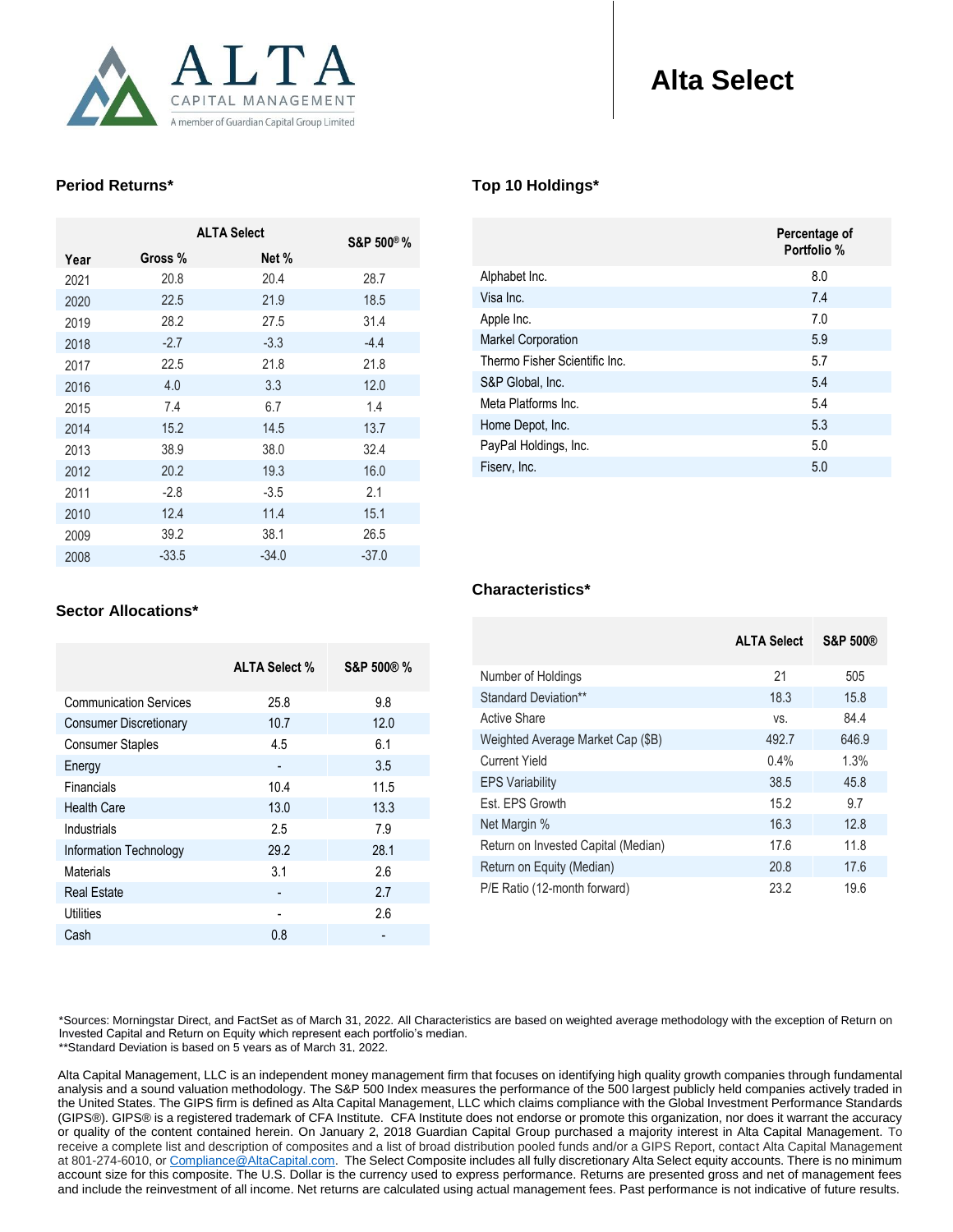# Alta Select

ALTA CAPITAL MANAGEMENT
A member of Guardian Capital Group Limited

## Period Returns*

| Year | ALTA Select Gross % | Net % | S&P 500® % |
|---|---|---|---|
| 2021 | 20.8 | 20.4 | 28.7 |
| 2020 | 22.5 | 21.9 | 18.5 |
| 2019 | 28.2 | 27.5 | 31.4 |
| 2018 | -2.7 | -3.3 | -4.4 |
| 2017 | 22.5 | 21.8 | 21.8 |
| 2016 | 4.0 | 3.3 | 12.0 |
| 2015 | 7.4 | 6.7 | 1.4 |
| 2014 | 15.2 | 14.5 | 13.7 |
| 2013 | 38.9 | 38.0 | 32.4 |
| 2012 | 20.2 | 19.3 | 16.0 |
| 2011 | -2.8 | -3.5 | 2.1 |
| 2010 | 12.4 | 11.4 | 15.1 |
| 2009 | 39.2 | 38.1 | 26.5 |
| 2008 | -33.5 | -34.0 | -37.0 |

## Top 10 Holdings*

| | Percentage of Portfolio % |
|---|---|
| Alphabet Inc. | 8.0 |
| Visa Inc. | 7.4 |
| Apple Inc. | 7.0 |
| Markel Corporation | 5.9 |
| Thermo Fisher Scientific Inc. | 5.7 |
| S&P Global, Inc. | 5.4 |
| Meta Platforms Inc. | 5.4 |
| Home Depot, Inc. | 5.3 |
| PayPal Holdings, Inc. | 5.0 |
| Fiserv, Inc. | 5.0 |

## Sector Allocations*

| | ALTA Select % | S&P 500® % |
|---|---|---|
| Communication Services | 25.8 | 9.8 |
| Consumer Discretionary | 10.7 | 12.0 |
| Consumer Staples | 4.5 | 6.1 |
| Energy | - | 3.5 |
| Financials | 10.4 | 11.5 |
| Health Care | 13.0 | 13.3 |
| Industrials | 2.5 | 7.9 |
| Information Technology | 29.2 | 28.1 |
| Materials | 3.1 | 2.6 |
| Real Estate | - | 2.7 |
| Utilities | - | 2.6 |
| Cash | 0.8 | - |

## Characteristics*

| | ALTA Select | S&P 500® |
|---|---|---|
| Number of Holdings | 21 | 505 |
| Standard Deviation** | 18.3 | 15.8 |
| Active Share | vs. | 84.4 |
| Weighted Average Market Cap ($B) | 492.7 | 646.9 |
| Current Yield | 0.4% | 1.3% |
| EPS Variability | 38.5 | 45.8 |
| Est. EPS Growth | 15.2 | 9.7 |
| Net Margin % | 16.3 | 12.8 |
| Return on Invested Capital (Median) | 17.6 | 11.8 |
| Return on Equity (Median) | 20.8 | 17.6 |
| P/E Ratio (12-month forward) | 23.2 | 19.6 |

*Sources: Morningstar Direct, and FactSet as of March 31, 2022. All Characteristics are based on weighted average methodology with the exception of Return on Invested Capital and Return on Equity which represent each portfolio's median.
**Standard Deviation is based on 5 years as of March 31, 2022.

Alta Capital Management, LLC is an independent money management firm that focuses on identifying high quality growth companies through fundamental analysis and a sound valuation methodology. The S&P 500 Index measures the performance of the 500 largest publicly held companies actively traded in the United States. The GIPS firm is defined as Alta Capital Management, LLC which claims compliance with the Global Investment Performance Standards (GIPS®). GIPS® is a registered trademark of CFA Institute. CFA Institute does not endorse or promote this organization, nor does it warrant the accuracy or quality of the content contained herein. On January 2, 2018 Guardian Capital Group purchased a majority interest in Alta Capital Management. To receive a complete list and description of composites and a list of broad distribution pooled funds and/or a GIPS Report, contact Alta Capital Management at 801-274-6010, or Compliance@AltaCapital.com. The Select Composite includes all fully discretionary Alta Select equity accounts. There is no minimum account size for this composite. The U.S. Dollar is the currency used to express performance. Returns are presented gross and net of management fees and include the reinvestment of all income. Net returns are calculated using actual management fees. Past performance is not indicative of future results.